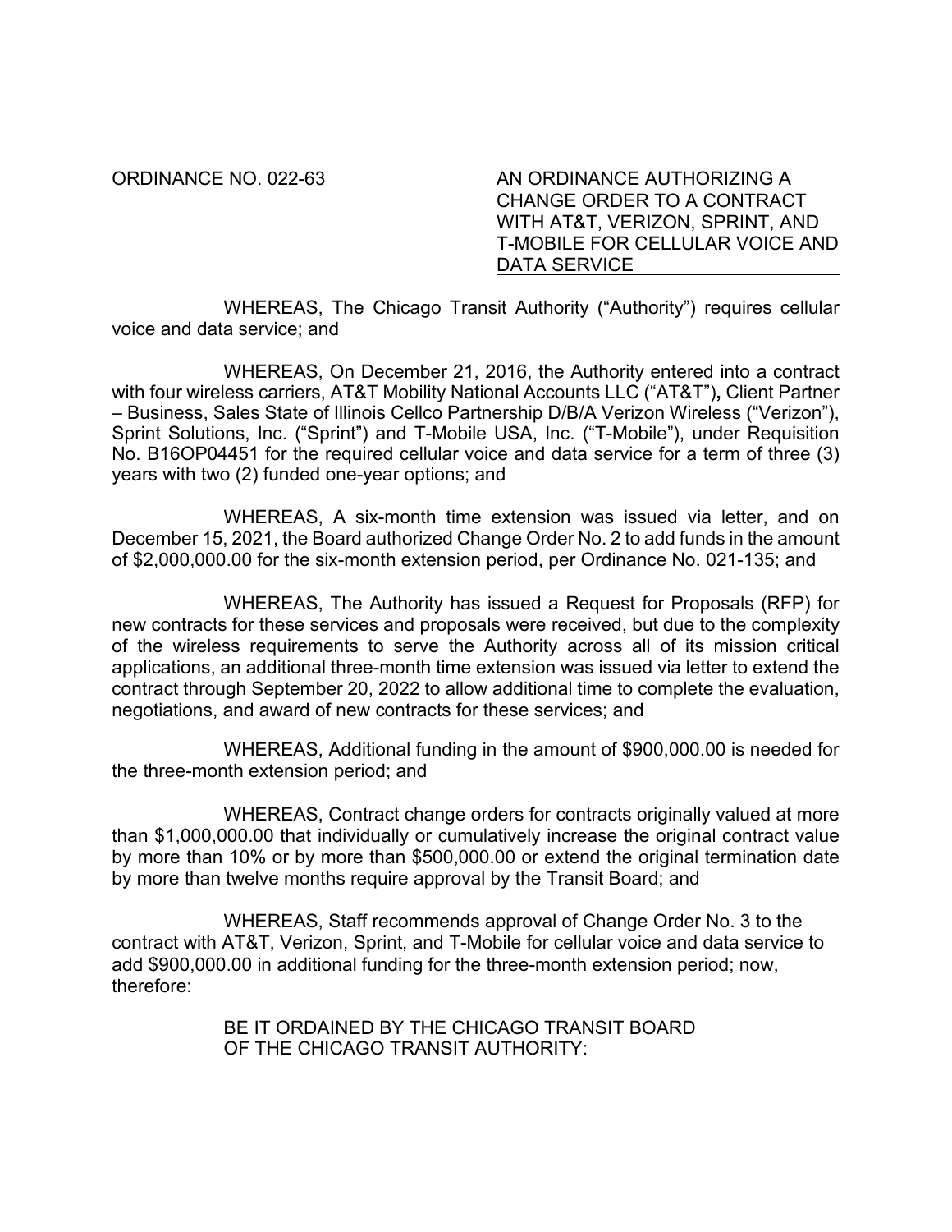ORDINANCE NO. 022-63

AN ORDINANCE AUTHORIZING A CHANGE ORDER TO A CONTRACT WITH AT&T, VERIZON, SPRINT, AND T-MOBILE FOR CELLULAR VOICE AND DATA SERVICE

WHEREAS, The Chicago Transit Authority ("Authority") requires cellular voice and data service; and

WHEREAS, On December 21, 2016, the Authority entered into a contract with four wireless carriers, AT&T Mobility National Accounts LLC ("AT&T")**,** Client Partner – Business, Sales State of Illinois Cellco Partnership D/B/A Verizon Wireless ("Verizon"), Sprint Solutions, Inc. ("Sprint") and T-Mobile USA, Inc. ("T-Mobile"), under Requisition No. B16OP04451 for the required cellular voice and data service for a term of three (3) years with two (2) funded one-year options; and

WHEREAS, A six-month time extension was issued via letter, and on December 15, 2021, the Board authorized Change Order No. 2 to add funds in the amount of $2,000,000.00 for the six-month extension period, per Ordinance No. 021-135; and

WHEREAS, The Authority has issued a Request for Proposals (RFP) for new contracts for these services and proposals were received, but due to the complexity of the wireless requirements to serve the Authority across all of its mission critical applications, an additional three-month time extension was issued via letter to extend the contract through September 20, 2022 to allow additional time to complete the evaluation, negotiations, and award of new contracts for these services; and

WHEREAS, Additional funding in the amount of $900,000.00 is needed for the three-month extension period; and

WHEREAS, Contract change orders for contracts originally valued at more than $1,000,000.00 that individually or cumulatively increase the original contract value by more than 10% or by more than $500,000.00 or extend the original termination date by more than twelve months require approval by the Transit Board; and

WHEREAS, Staff recommends approval of Change Order No. 3 to the contract with AT&T, Verizon, Sprint, and T-Mobile for cellular voice and data service to add $900,000.00 in additional funding for the three-month extension period; now, therefore:

BE IT ORDAINED BY THE CHICAGO TRANSIT BOARD OF THE CHICAGO TRANSIT AUTHORITY: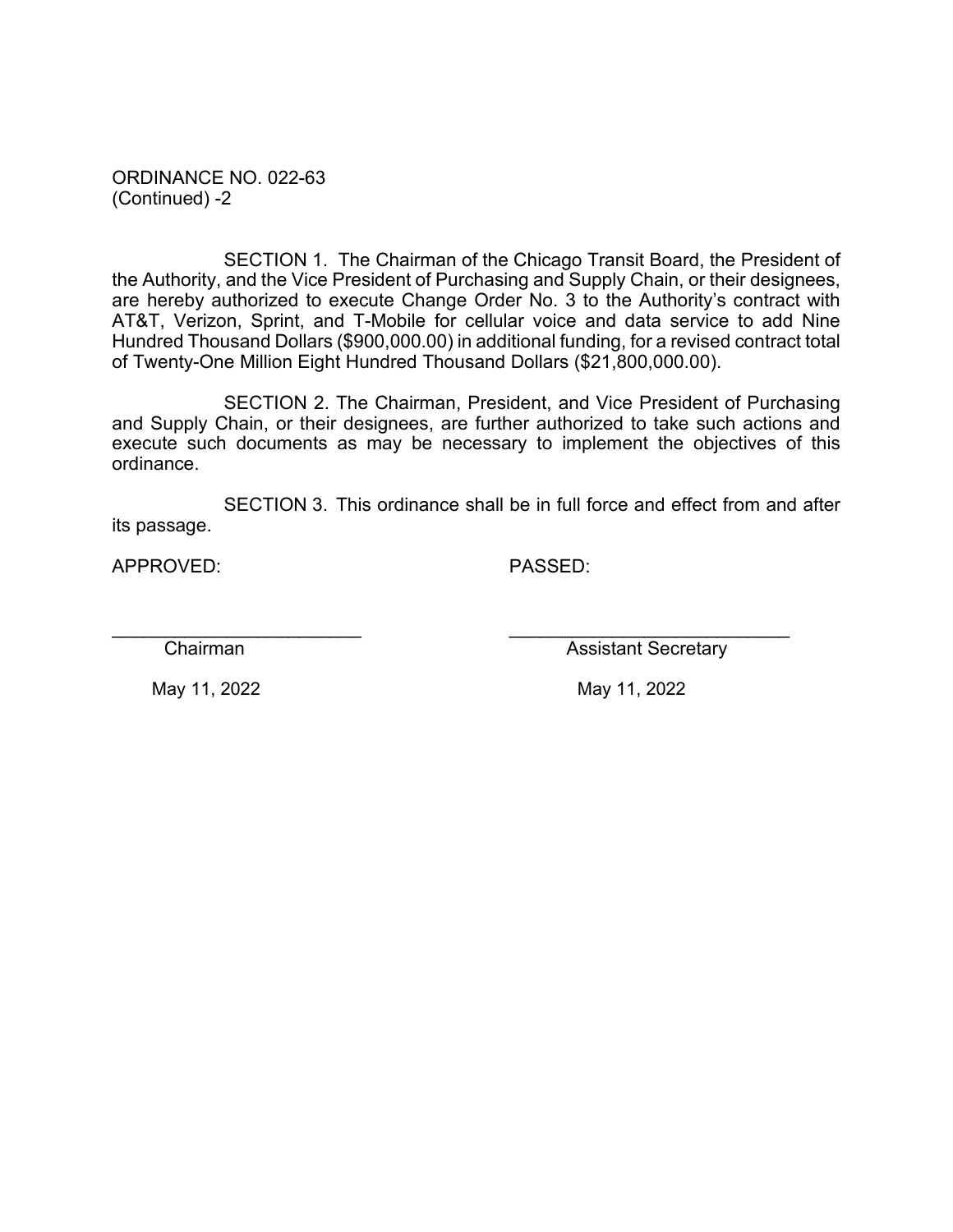ORDINANCE NO. 022-63
(Continued) -2

SECTION 1. The Chairman of the Chicago Transit Board, the President of the Authority, and the Vice President of Purchasing and Supply Chain, or their designees, are hereby authorized to execute Change Order No. 3 to the Authority's contract with AT&T, Verizon, Sprint, and T-Mobile for cellular voice and data service to add Nine Hundred Thousand Dollars ($900,000.00) in additional funding, for a revised contract total of Twenty-One Million Eight Hundred Thousand Dollars ($21,800,000.00).

SECTION 2. The Chairman, President, and Vice President of Purchasing and Supply Chain, or their designees, are further authorized to take such actions and execute such documents as may be necessary to implement the objectives of this ordinance.

SECTION 3. This ordinance shall be in full force and effect from and after its passage.

APPROVED: PASSED:

\_\_\_\_\_\_\_\_\_\_\_\_\_\_\_\_\_\_\_\_\_\_\_\_ \_\_\_\_\_\_\_\_\_\_\_\_\_\_\_\_\_\_\_\_\_\_\_\_\_\_\_

Chairman Assistant Secretary

May 11, 2022 May 11, 2022